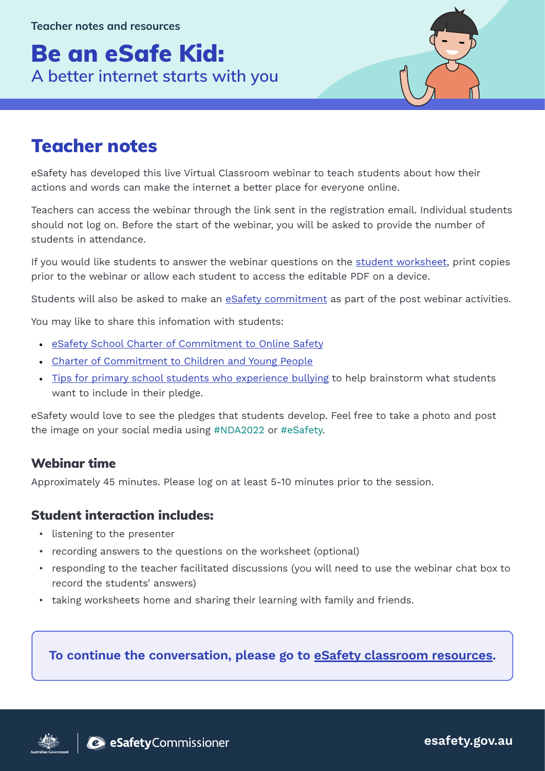Teacher notes and resources

# Be an eSafe Kid:

A better internet starts with you

## Teacher notes

eSafety has developed this live Virtual Classroom webinar to teach students about how their actions and words can make the internet a better place for everyone online.

Teachers can access the webinar through the link sent in the registration email. Individual students should not log on. Before the start of the webinar, you will be asked to provide the number of students in attendance.

If you would like students to answer the webinar questions on the student worksheet, print copies prior to the webinar or allow each student to access the editable PDF on a device.

Students will also be asked to make an eSafety commitment as part of the post webinar activities.

You may like to share this infomation with students:

- eSafety School Charter of Commitment to Online Safety
- Charter of Commitment to Children and Young People
- Tips for primary school students who experience bullying to help brainstorm what students want to include in their pledge.

eSafety would love to see the pledges that students develop. Feel free to take a photo and post the image on your social media using #NDA2022 or #eSafety.

### Webinar time

Approximately 45 minutes. Please log on at least 5-10 minutes prior to the session.

### Student interaction includes:

- listening to the presenter
- recording answers to the questions on the worksheet (optional)
- responding to the teacher facilitated discussions (you will need to use the webinar chat box to record the students' answers)
- taking worksheets home and sharing their learning with family and friends.

**To continue the conversation, please go to eSafety classroom resources.**

eSafetyCommissioner

esafety.gov.au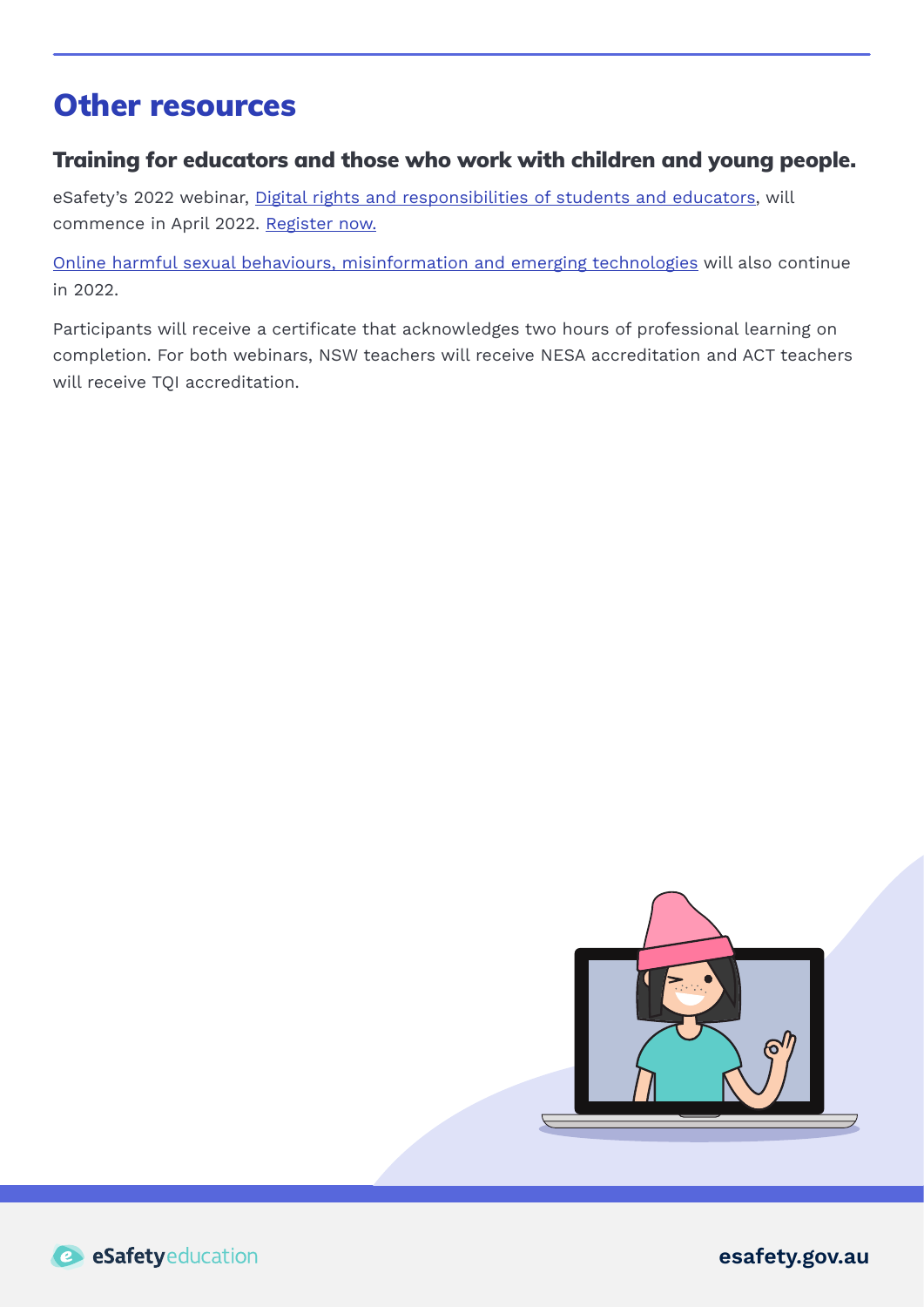# Other resources

## Training for educators and those who work with children and young people.

eSafety's 2022 webinar, Digital rights and responsibilities of students and educators, will commence in April 2022. Register now.

Online harmful sexual behaviours, misinformation and emerging technologies will also continue in 2022.

Participants will receive a certificate that acknowledges two hours of professional learning on completion. For both webinars, NSW teachers will receive NESA accreditation and ACT teachers will receive TQI accreditation.